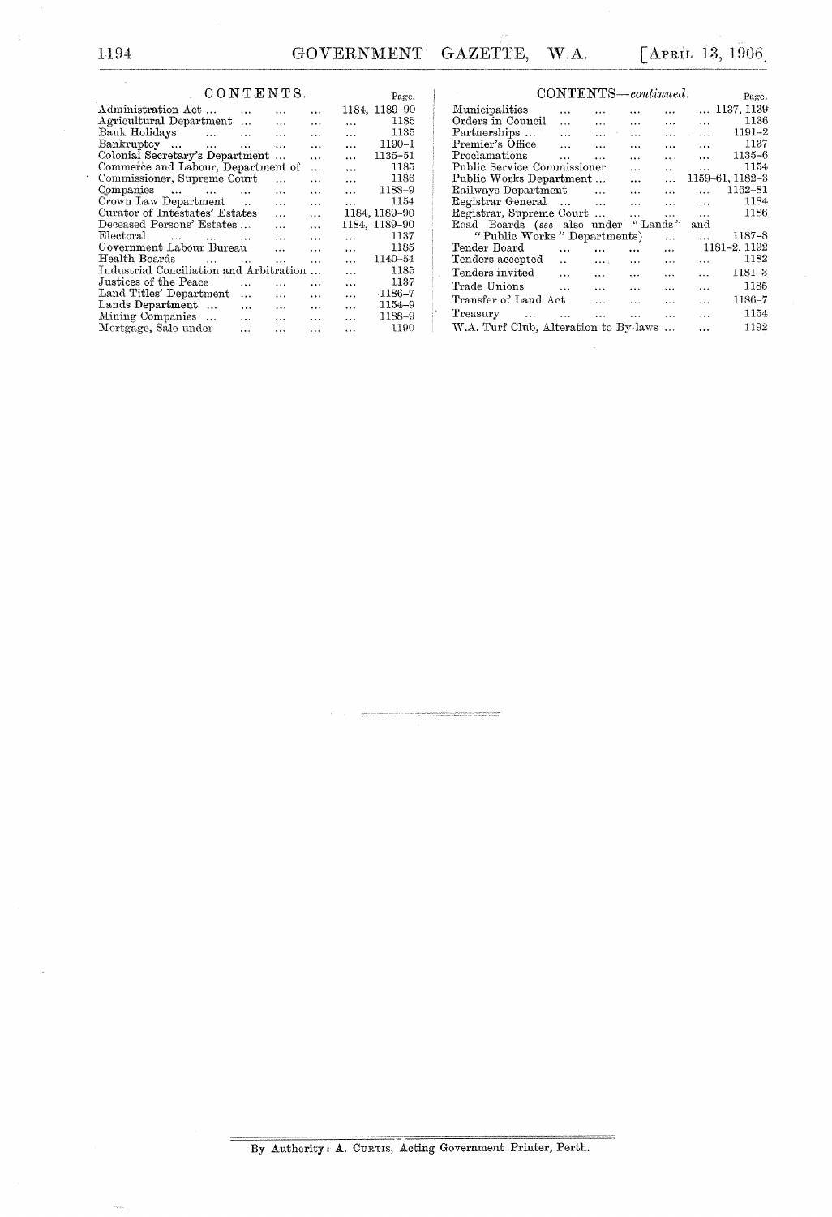## CONTENTS.

| | Page. |
|---|---|
| Administration Act ... | 1184, 1189–90 |
| Agricultural Department ... | 1185 |
| Bank Holidays | 1135 |
| Bankruptcy ... | 1190–1 |
| Colonial Secretary's Department ... | 1135–51 |
| Commerce and Labour, Department of ... | 1185 |
| Commissioner, Supreme Court | 1186 |
| Companies | 1188–9 |
| Crown Law Department | 1154 |
| Curator of Intestates' Estates | 1184, 1189–90 |
| Deceased Persons' Estates ... | 1184, 1189–90 |
| Electoral | 1137 |
| Government Labour Bureau | 1185 |
| Health Boards | 1140–54 |
| Industrial Conciliation and Arbitration ... | 1185 |
| Justices of the Peace | 1137 |
| Land Titles' Department | 1186–7 |
| Lands Department ... | 1154–9 |
| Mining Companies ... | 1188–9 |
| Mortgage, Sale under | 1190 |

## CONTENTS—*continued*.

| | Page. |
|---|---|
| Municipalities | 1137, 1139 |
| Orders in Council | 1136 |
| Partnerships ... | 1191–2 |
| Premier's Office | 1137 |
| Proclamations | 1135–6 |
| Public Service Commissioner | 1154 |
| Public Works Department ... | 1159–61, 1182–3 |
| Railways Department | 1162–81 |
| Registrar General | 1184 |
| Registrar, Supreme Court ... | 1186 |
| Road Boards (*see* also under "Lands" and "Public Works" Departments) | 1187–8 |
| Tender Board | 1181–2, 1192 |
| Tenders accepted | 1182 |
| Tenders invited | 1181–3 |
| Trade Unions | 1185 |
| Transfer of Land Act | 1186–7 |
| Treasury | 1154 |
| W.A. Turf Club, Alteration to By-laws ... | 1192 |

---

By Authority: A. CURTIS, Acting Government Printer, Perth.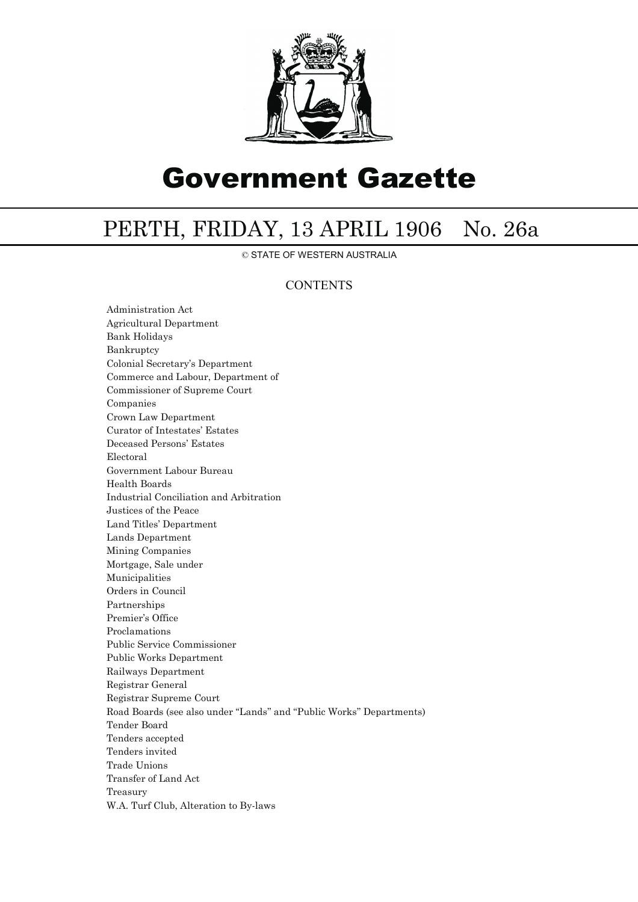# Government Gazette

## PERTH, FRIDAY, 13 APRIL 1906 No. 26a

© STATE OF WESTERN AUSTRALIA

### CONTENTS

Administration Act
Agricultural Department
Bank Holidays
Bankruptcy
Colonial Secretary's Department
Commerce and Labour, Department of
Commissioner of Supreme Court
Companies
Crown Law Department
Curator of Intestates' Estates
Deceased Persons' Estates
Electoral
Government Labour Bureau
Health Boards
Industrial Conciliation and Arbitration
Justices of the Peace
Land Titles' Department
Lands Department
Mining Companies
Mortgage, Sale under
Municipalities
Orders in Council
Partnerships
Premier's Office
Proclamations
Public Service Commissioner
Public Works Department
Railways Department
Registrar General
Registrar Supreme Court
Road Boards (see also under "Lands" and "Public Works" Departments)
Tender Board
Tenders accepted
Tenders invited
Trade Unions
Transfer of Land Act
Treasury
W.A. Turf Club, Alteration to By-laws